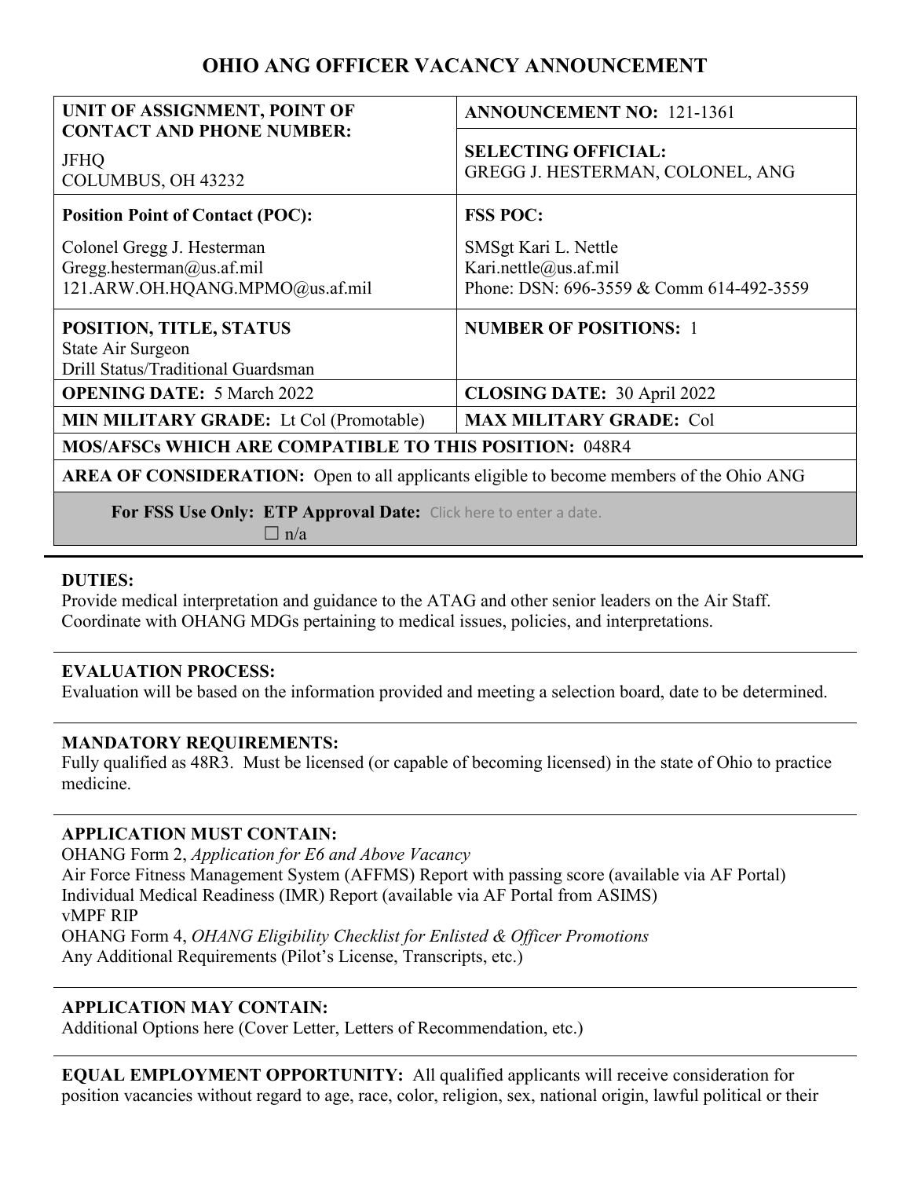# OHIO ANG OFFICER VACANCY ANNOUNCEMENT

| **UNIT OF ASSIGNMENT, POINT OF CONTACT AND PHONE NUMBER:**<br>JFHQ<br>COLUMBUS, OH 43232 | **ANNOUNCEMENT NO:** 121-1361<br><br>**SELECTING OFFICIAL:**<br>GREGG J. HESTERMAN, COLONEL, ANG |
|---|---|
| **Position Point of Contact (POC):**<br>Colonel Gregg J. Hesterman<br>Gregg.hesterman@us.af.mil<br>121.ARW.OH.HQANG.MPMO@us.af.mil | **FSS POC:**<br>SMSgt Kari L. Nettle<br>Kari.nettle@us.af.mil<br>Phone: DSN: 696-3559 & Comm 614-492-3559 |
| **POSITION, TITLE, STATUS**<br>State Air Surgeon<br>Drill Status/Traditional Guardsman | **NUMBER OF POSITIONS:** 1 |
| **OPENING DATE:** 5 March 2022 | **CLOSING DATE:** 30 April 2022 |
| **MIN MILITARY GRADE:** Lt Col (Promotable) | **MAX MILITARY GRADE:** Col |
| **MOS/AFSCs WHICH ARE COMPATIBLE TO THIS POSITION:** 048R4 | |
| **AREA OF CONSIDERATION:** Open to all applicants eligible to become members of the Ohio ANG | |
| **For FSS Use Only: ETP Approval Date:** Click here to enter a date.<br>☐ n/a | |

**DUTIES:**
Provide medical interpretation and guidance to the ATAG and other senior leaders on the Air Staff. Coordinate with OHANG MDGs pertaining to medical issues, policies, and interpretations.

**EVALUATION PROCESS:**
Evaluation will be based on the information provided and meeting a selection board, date to be determined.

**MANDATORY REQUIREMENTS:**
Fully qualified as 48R3. Must be licensed (or capable of becoming licensed) in the state of Ohio to practice medicine.

**APPLICATION MUST CONTAIN:**
OHANG Form 2, *Application for E6 and Above Vacancy*
Air Force Fitness Management System (AFFMS) Report with passing score (available via AF Portal)
Individual Medical Readiness (IMR) Report (available via AF Portal from ASIMS)
vMPF RIP
OHANG Form 4, *OHANG Eligibility Checklist for Enlisted & Officer Promotions*
Any Additional Requirements (Pilot's License, Transcripts, etc.)

**APPLICATION MAY CONTAIN:**
Additional Options here (Cover Letter, Letters of Recommendation, etc.)

**EQUAL EMPLOYMENT OPPORTUNITY:** All qualified applicants will receive consideration for position vacancies without regard to age, race, color, religion, sex, national origin, lawful political or their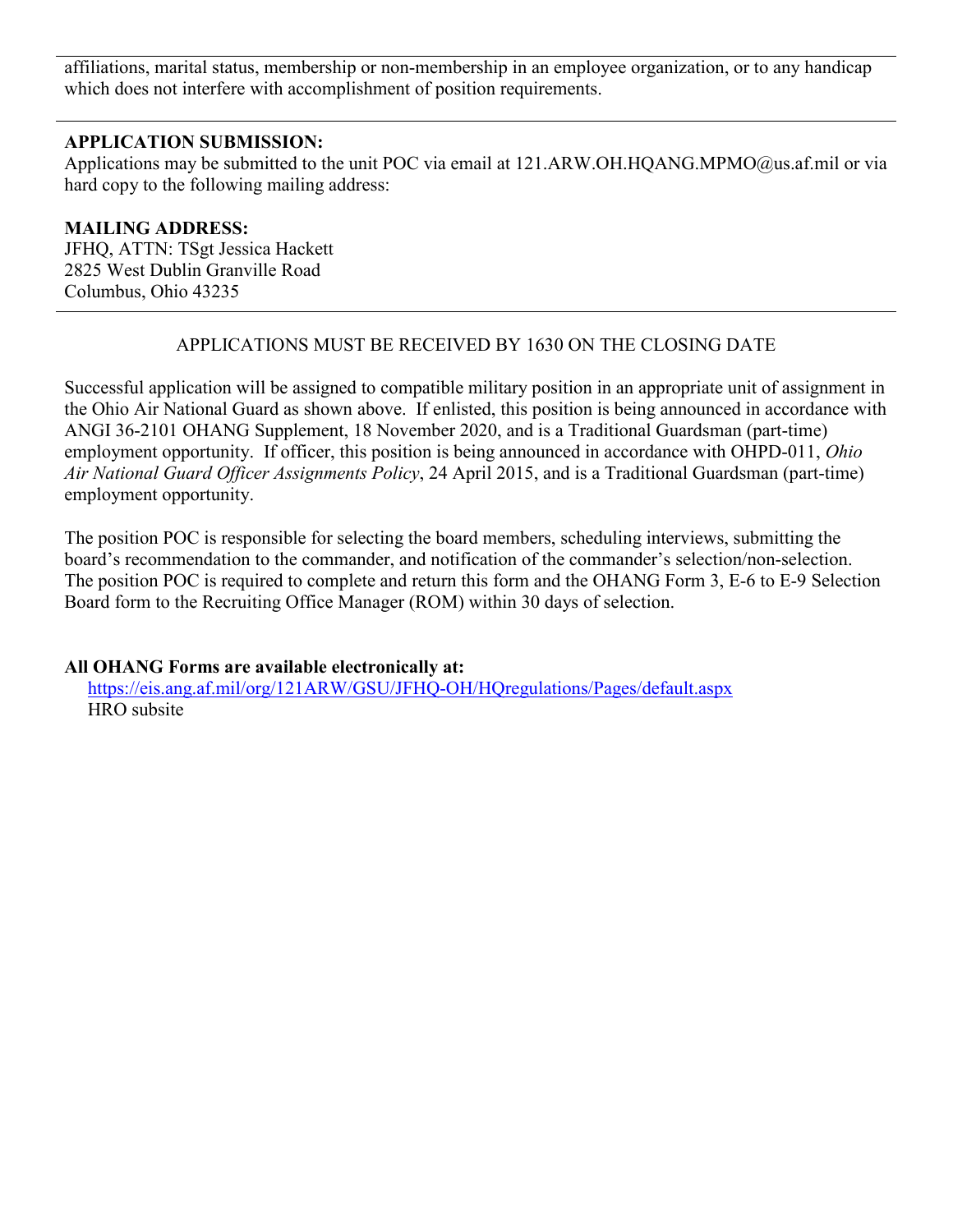affiliations, marital status, membership or non-membership in an employee organization, or to any handicap which does not interfere with accomplishment of position requirements.

---

**APPLICATION SUBMISSION:**
Applications may be submitted to the unit POC via email at 121.ARW.OH.HQANG.MPMO@us.af.mil or via hard copy to the following mailing address:

**MAILING ADDRESS:**
JFHQ, ATTN: TSgt Jessica Hackett
2825 West Dublin Granville Road
Columbus, Ohio 43235

---

APPLICATIONS MUST BE RECEIVED BY 1630 ON THE CLOSING DATE

Successful application will be assigned to compatible military position in an appropriate unit of assignment in the Ohio Air National Guard as shown above. If enlisted, this position is being announced in accordance with ANGI 36-2101 OHANG Supplement, 18 November 2020, and is a Traditional Guardsman (part-time) employment opportunity. If officer, this position is being announced in accordance with OHPD-011, *Ohio Air National Guard Officer Assignments Policy*, 24 April 2015, and is a Traditional Guardsman (part-time) employment opportunity.

The position POC is responsible for selecting the board members, scheduling interviews, submitting the board's recommendation to the commander, and notification of the commander's selection/non-selection. The position POC is required to complete and return this form and the OHANG Form 3, E-6 to E-9 Selection Board form to the Recruiting Office Manager (ROM) within 30 days of selection.

**All OHANG Forms are available electronically at:**
https://eis.ang.af.mil/org/121ARW/GSU/JFHQ-OH/HQregulations/Pages/default.aspx
HRO subsite